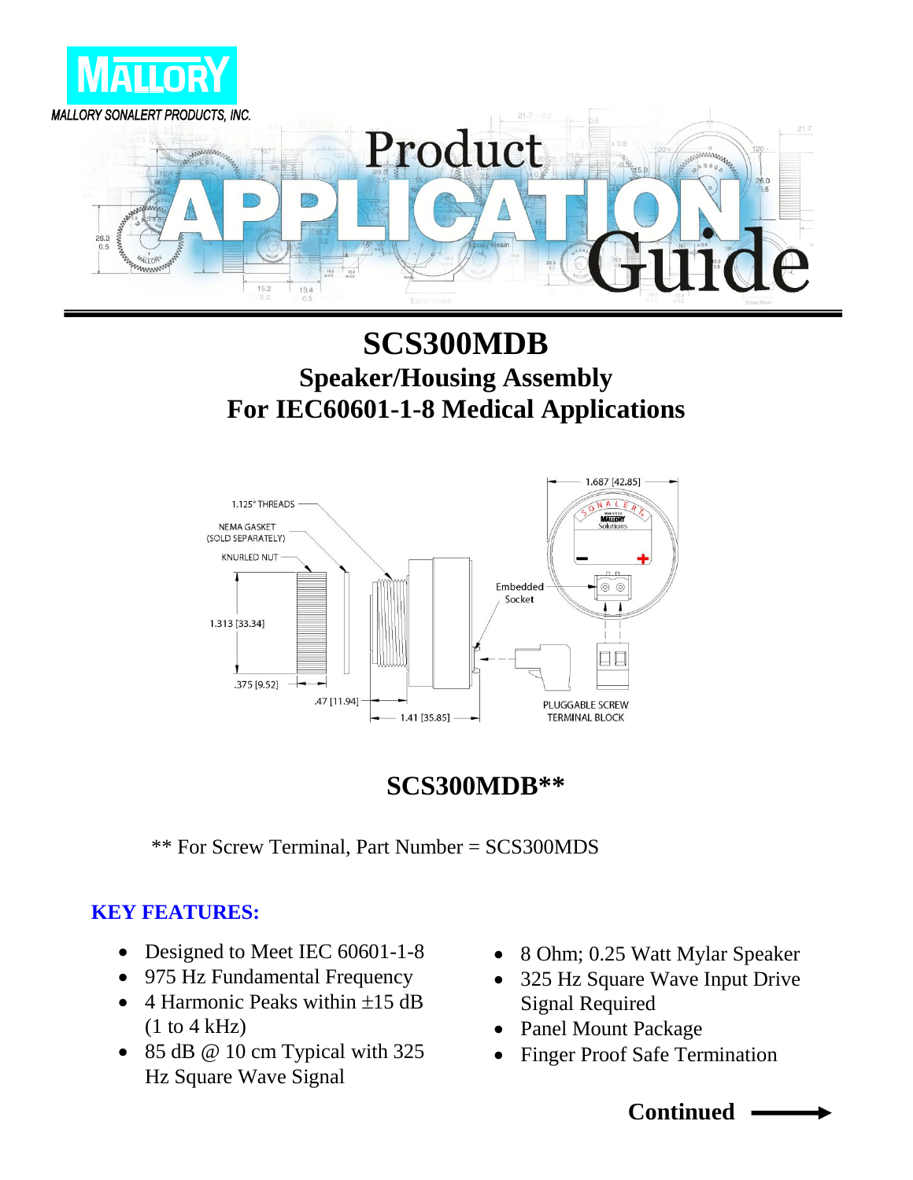MALLORY

MALLORY SONALERT PRODUCTS, INC.

# Product APPLICATION Guide

## SCS300MDB
### Speaker/Housing Assembly
### For IEC60601-1-8 Medical Applications

1.125" THREADS

NEMA GASKET (SOLD SEPARATELY)

KNURLED NUT

1.313 [33.34]

.375 [9.52]

.47 [11.94]

1.41 [35.85]

1.687 [42.85]

Embedded Socket

PLUGGABLE SCREW TERMINAL BLOCK

## SCS300MDB**

** For Screw Terminal, Part Number = SCS300MDS

### KEY FEATURES:

- Designed to Meet IEC 60601-1-8
- 975 Hz Fundamental Frequency
- 4 Harmonic Peaks within ±15 dB (1 to 4 kHz)
- 85 dB @ 10 cm Typical with 325 Hz Square Wave Signal
- 8 Ohm; 0.25 Watt Mylar Speaker
- 325 Hz Square Wave Input Drive Signal Required
- Panel Mount Package
- Finger Proof Safe Termination

**Continued** →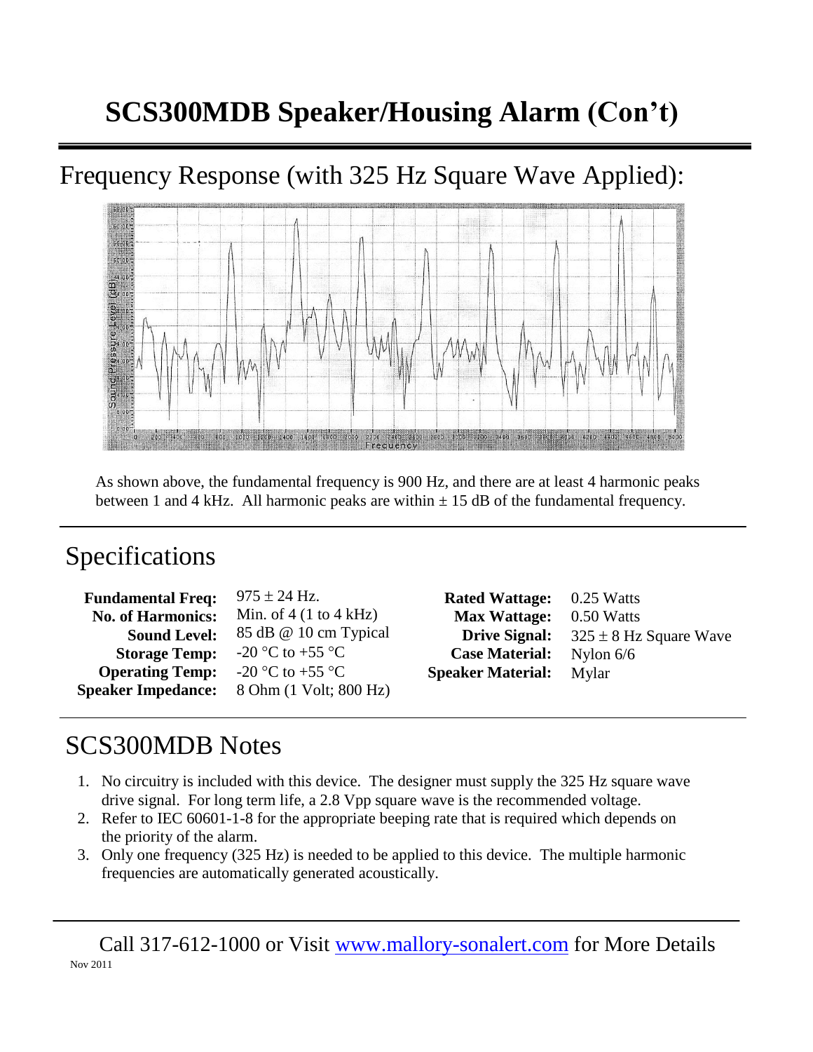# SCS300MDB Speaker/Housing Alarm (Con't)

## Frequency Response (with 325 Hz Square Wave Applied):

Sound Pressure Level (dB)

Frequency

0 200 400 600 800 1000 1200 1400 1600 1800 2000 2200 2400 2600 2800 3000 3200 3400 3600 3800 4000 4200 4400 4600 4800 5000

As shown above, the fundamental frequency is 900 Hz, and there are at least 4 harmonic peaks between 1 and 4 kHz. All harmonic peaks are within ± 15 dB of the fundamental frequency.

## Specifications

| | | | |
|---|---|---|---|
| **Fundamental Freq:** | 975 ± 24 Hz. | **Rated Wattage:** | 0.25 Watts |
| **No. of Harmonics:** | Min. of 4 (1 to 4 kHz) | **Max Wattage:** | 0.50 Watts |
| **Sound Level:** | 85 dB @ 10 cm Typical | **Drive Signal:** | 325 ± 8 Hz Square Wave |
| **Storage Temp:** | -20 °C to +55 °C | **Case Material:** | Nylon 6/6 |
| **Operating Temp:** | -20 °C to +55 °C | **Speaker Material:** | Mylar |
| **Speaker Impedance:** | 8 Ohm (1 Volt; 800 Hz) | | |

## SCS300MDB Notes

1. No circuitry is included with this device. The designer must supply the 325 Hz square wave drive signal. For long term life, a 2.8 Vpp square wave is the recommended voltage.
2. Refer to IEC 60601-1-8 for the appropriate beeping rate that is required which depends on the priority of the alarm.
3. Only one frequency (325 Hz) is needed to be applied to this device. The multiple harmonic frequencies are automatically generated acoustically.

Call 317-612-1000 or Visit www.mallory-sonalert.com for More Details

Nov 2011